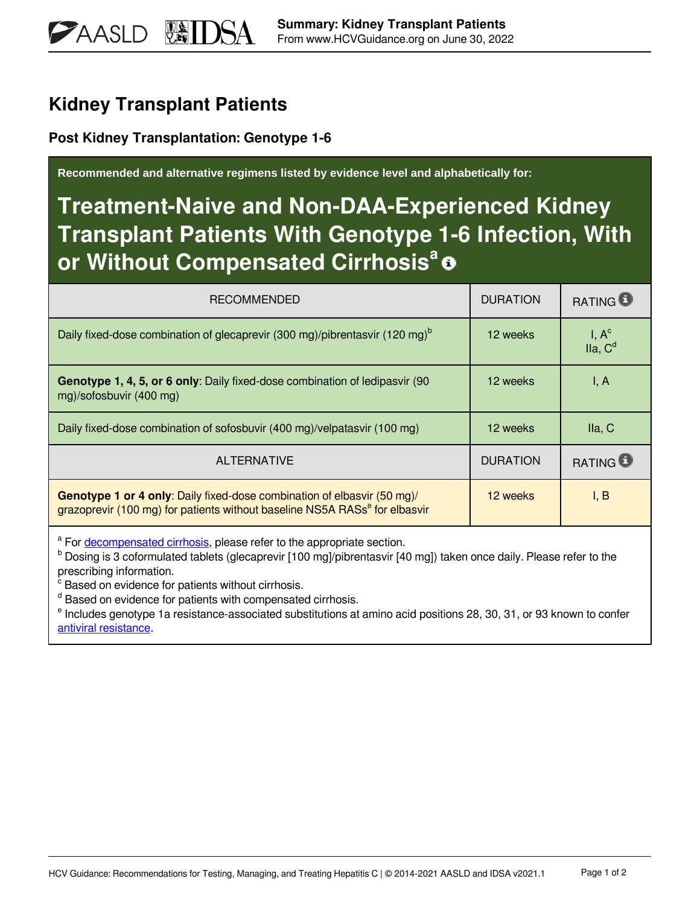# Kidney Transplant Patients

## Post Kidney Transplantation: Genotype 1-6

Recommended and alternative regimens listed by evidence level and alphabetically for:

### Treatment-Naive and Non-DAA-Experienced Kidney Transplant Patients With Genotype 1-6 Infection, With or Without Compensated Cirrhosis[a]

| RECOMMENDED | DURATION | RATING |
|---|---|---|
| Daily fixed-dose combination of glecaprevir (300 mg)/pibrentasvir (120 mg)[b] | 12 weeks | I, A[c] IIa, C[d] |
| **Genotype 1, 4, 5, or 6 only**: Daily fixed-dose combination of ledipasvir (90 mg)/sofosbuvir (400 mg) | 12 weeks | I, A |
| Daily fixed-dose combination of sofosbuvir (400 mg)/velpatasvir (100 mg) | 12 weeks | IIa, C |
| **ALTERNATIVE** | **DURATION** | **RATING** |
| **Genotype 1 or 4 only**: Daily fixed-dose combination of elbasvir (50 mg)/ grazoprevir (100 mg) for patients without baseline NS5A RASs[e] for elbasvir | 12 weeks | I, B |

[a] For decompensated cirrhosis, please refer to the appropriate section.
[b] Dosing is 3 coformulated tablets (glecaprevir [100 mg]/pibrentasvir [40 mg]) taken once daily. Please refer to the prescribing information.
[c] Based on evidence for patients without cirrhosis.
[d] Based on evidence for patients with compensated cirrhosis.
[e] Includes genotype 1a resistance-associated substitutions at amino acid positions 28, 30, 31, or 93 known to confer antiviral resistance.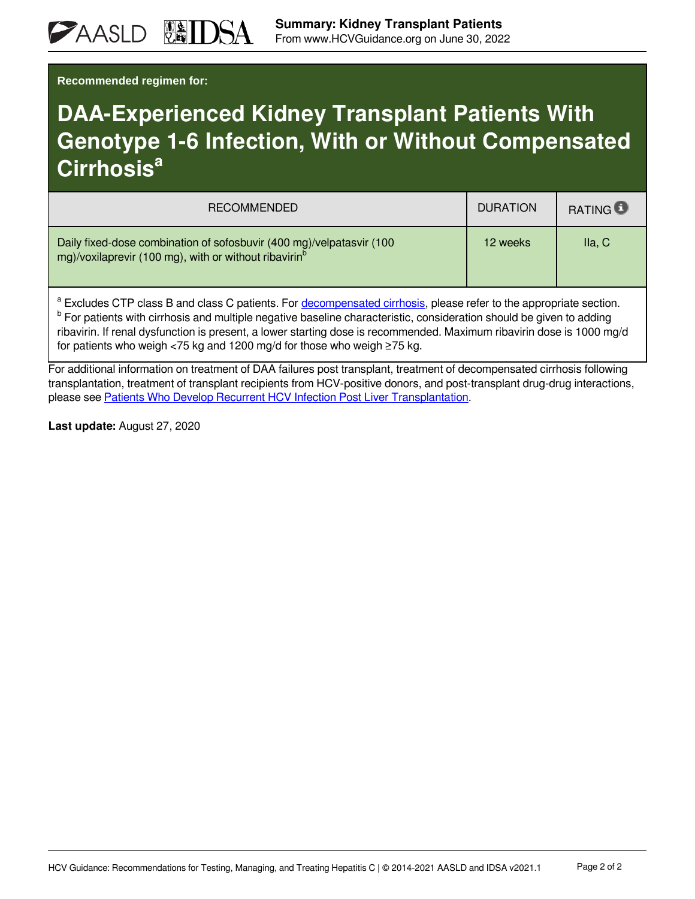Recommended regimen for:

# DAA-Experienced Kidney Transplant Patients With Genotype 1-6 Infection, With or Without Compensated Cirrhosis[a]

| RECOMMENDED | DURATION | RATING |
| --- | --- | --- |
| Daily fixed-dose combination of sofosbuvir (400 mg)/velpatasvir (100 mg)/voxilaprevir (100 mg), with or without ribavirin[b] | 12 weeks | IIa, C |

[a] Excludes CTP class B and class C patients. For decompensated cirrhosis, please refer to the appropriate section.
[b] For patients with cirrhosis and multiple negative baseline characteristic, consideration should be given to adding ribavirin. If renal dysfunction is present, a lower starting dose is recommended. Maximum ribavirin dose is 1000 mg/d for patients who weigh <75 kg and 1200 mg/d for those who weigh ≥75 kg.

For additional information on treatment of DAA failures post transplant, treatment of decompensated cirrhosis following transplantation, treatment of transplant recipients from HCV-positive donors, and post-transplant drug-drug interactions, please see Patients Who Develop Recurrent HCV Infection Post Liver Transplantation.

**Last update:** August 27, 2020